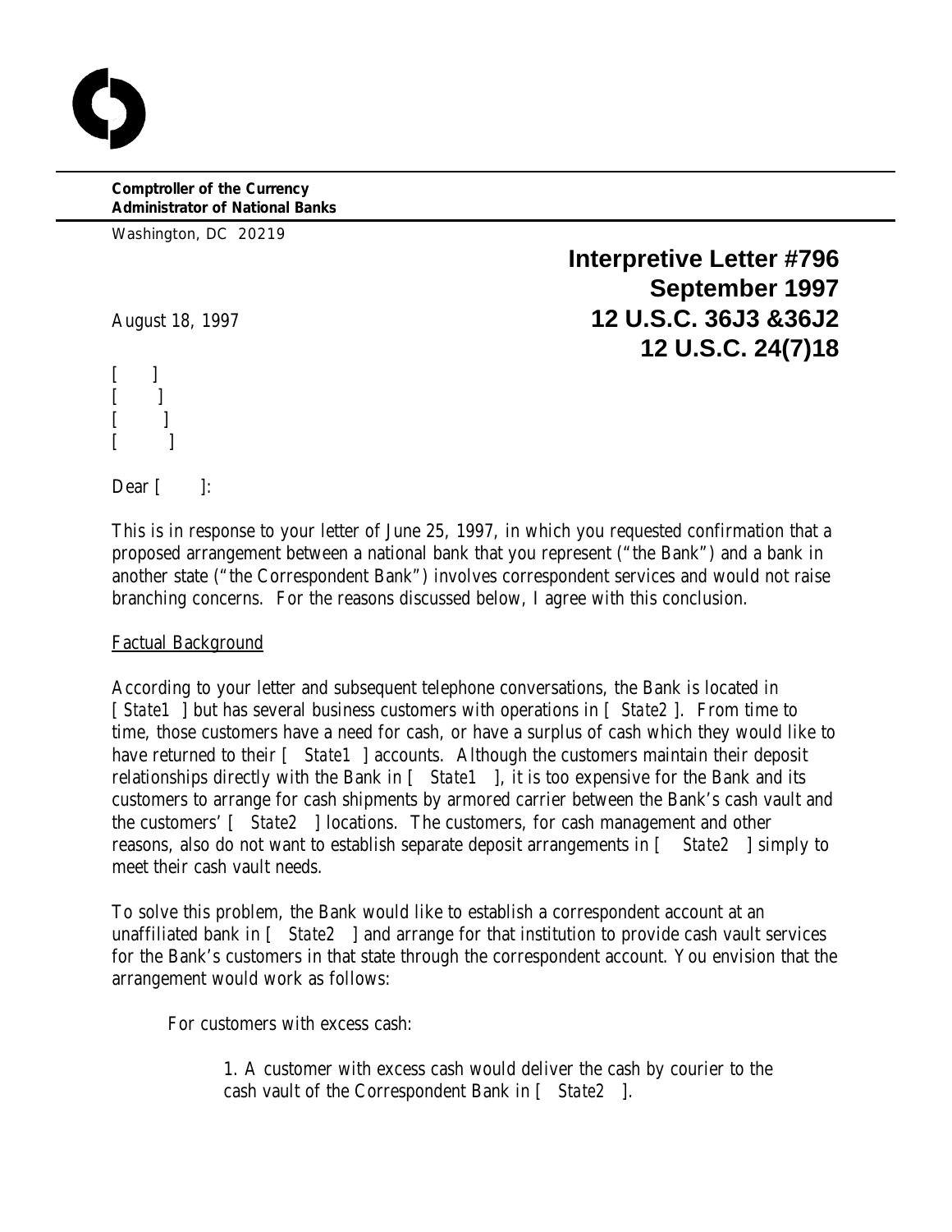**Comptroller of the Currency**
**Administrator of National Banks**

Washington, DC 20219

**Interpretive Letter #796**
**September 1997**
**12 U.S.C. 36J3 &36J2**
**12 U.S.C. 24(7)18**

August 18, 1997

[ ]
[ ]
[ ]
[ ]

Dear [ ]:

This is in response to your letter of June 25, 1997, in which you requested confirmation that a proposed arrangement between a national bank that you represent ("the Bank") and a bank in another state ("the Correspondent Bank") involves correspondent services and would not raise branching concerns. For the reasons discussed below, I agree with this conclusion.

Factual Background

According to your letter and subsequent telephone conversations, the Bank is located in [ *State1* ] but has several business customers with operations in [ *State2* ]. From time to time, those customers have a need for cash, or have a surplus of cash which they would like to have returned to their [ *State1* ] accounts. Although the customers maintain their deposit relationships directly with the Bank in [ *State1* ], it is too expensive for the Bank and its customers to arrange for cash shipments by armored carrier between the Bank's cash vault and the customers' [ *State2* ] locations. The customers, for cash management and other reasons, also do not want to establish separate deposit arrangements in [ *State2* ] simply to meet their cash vault needs.

To solve this problem, the Bank would like to establish a correspondent account at an unaffiliated bank in [ *State2* ] and arrange for that institution to provide cash vault services for the Bank's customers in that state through the correspondent account. You envision that the arrangement would work as follows:

For customers with excess cash:

1. A customer with excess cash would deliver the cash by courier to the cash vault of the Correspondent Bank in [ *State2* ].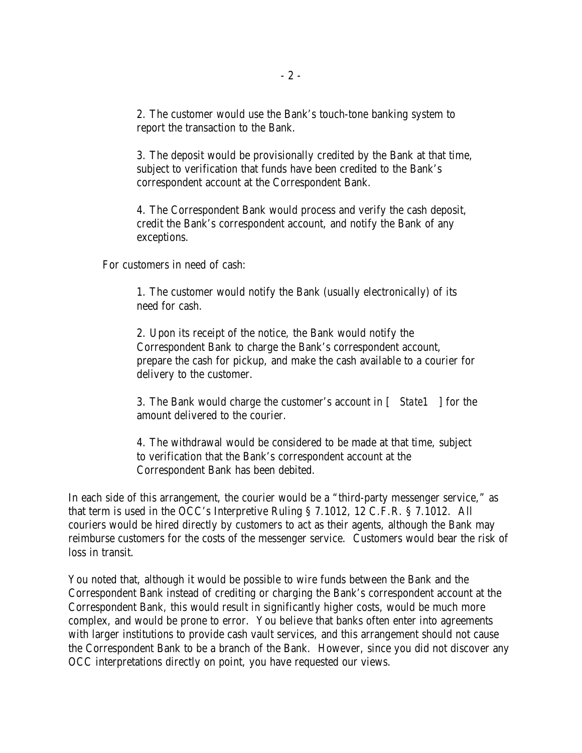2. The customer would use the Bank's touch-tone banking system to report the transaction to the Bank.

3. The deposit would be provisionally credited by the Bank at that time, subject to verification that funds have been credited to the Bank's correspondent account at the Correspondent Bank.

4. The Correspondent Bank would process and verify the cash deposit, credit the Bank's correspondent account, and notify the Bank of any exceptions.

For customers in need of cash:

1. The customer would notify the Bank (usually electronically) of its need for cash.

2. Upon its receipt of the notice, the Bank would notify the Correspondent Bank to charge the Bank's correspondent account, prepare the cash for pickup, and make the cash available to a courier for delivery to the customer.

3. The Bank would charge the customer's account in [ *State1* ] for the amount delivered to the courier.

4. The withdrawal would be considered to be made at that time, subject to verification that the Bank's correspondent account at the Correspondent Bank has been debited.

In each side of this arrangement, the courier would be a "third-party messenger service," as that term is used in the OCC's Interpretive Ruling § 7.1012, 12 C.F.R. § 7.1012. All couriers would be hired directly by customers to act as their agents, although the Bank may reimburse customers for the costs of the messenger service. Customers would bear the risk of loss in transit.

You noted that, although it would be possible to wire funds between the Bank and the Correspondent Bank instead of crediting or charging the Bank's correspondent account at the Correspondent Bank, this would result in significantly higher costs, would be much more complex, and would be prone to error. You believe that banks often enter into agreements with larger institutions to provide cash vault services, and this arrangement should not cause the Correspondent Bank to be a branch of the Bank. However, since you did not discover any OCC interpretations directly on point, you have requested our views.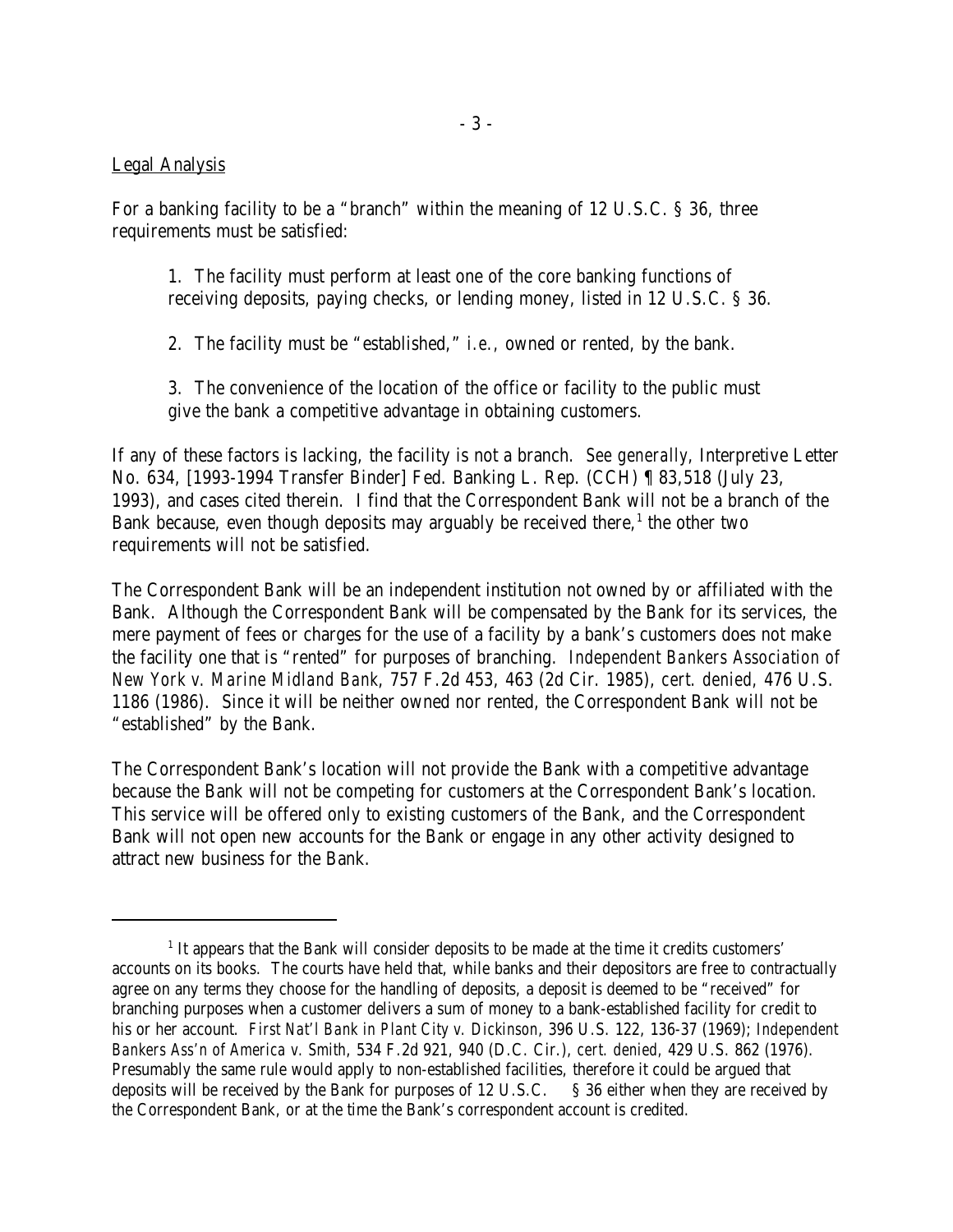<u>Legal Analysis</u>

For a banking facility to be a "branch" within the meaning of 12 U.S.C. § 36, three requirements must be satisfied:

> 1. The facility must perform at least one of the core banking functions of receiving deposits, paying checks, or lending money, listed in 12 U.S.C. § 36.
>
> 2. The facility must be "established," *i.e.*, owned or rented, by the bank.
>
> 3. The convenience of the location of the office or facility to the public must give the bank a competitive advantage in obtaining customers.

If any of these factors is lacking, the facility is not a branch. *See generally*, Interpretive Letter No. 634, [1993-1994 Transfer Binder] Fed. Banking L. Rep. (CCH) ¶ 83,518 (July 23, 1993), and cases cited therein. I find that the Correspondent Bank will not be a branch of the Bank because, even though deposits may arguably be received there,[1] the other two requirements will not be satisfied.

The Correspondent Bank will be an independent institution not owned by or affiliated with the Bank. Although the Correspondent Bank will be compensated by the Bank for its services, the mere payment of fees or charges for the use of a facility by a bank's customers does not make the facility one that is "rented" for purposes of branching. *Independent Bankers Association of New York v. Marine Midland Bank*, 757 F.2d 453, 463 (2d Cir. 1985), *cert. denied*, 476 U.S. 1186 (1986). Since it will be neither owned nor rented, the Correspondent Bank will not be "established" by the Bank.

The Correspondent Bank's location will not provide the Bank with a competitive advantage because the Bank will not be competing for customers at the Correspondent Bank's location. This service will be offered only to existing customers of the Bank, and the Correspondent Bank will not open new accounts for the Bank or engage in any other activity designed to attract new business for the Bank.

---

[1] It appears that the Bank will consider deposits to be made at the time it credits customers' accounts on its books. The courts have held that, while banks and their depositors are free to contractually agree on any terms they choose for the handling of deposits, a deposit is deemed to be "received" for branching purposes when a customer delivers a sum of money to a bank-established facility for credit to his or her account. *First Nat'l Bank in Plant City v. Dickinson*, 396 U.S. 122, 136-37 (1969); *Independent Bankers Ass'n of America v. Smith*, 534 F.2d 921, 940 (D.C. Cir.), *cert. denied*, 429 U.S. 862 (1976). Presumably the same rule would apply to non-established facilities, therefore it could be argued that deposits will be received by the Bank for purposes of 12 U.S.C. § 36 either when they are received by the Correspondent Bank, or at the time the Bank's correspondent account is credited.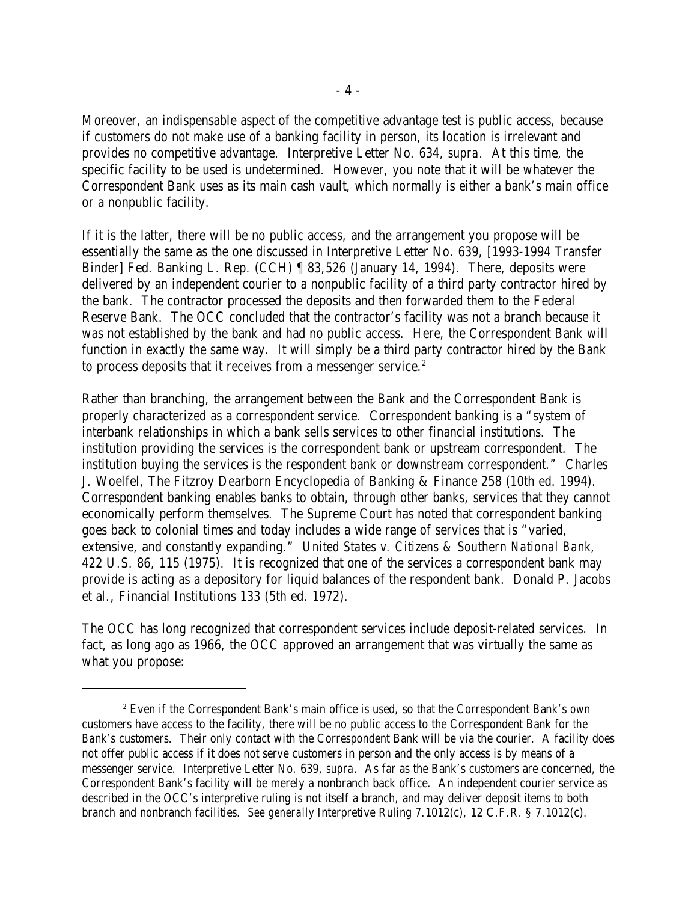Moreover, an indispensable aspect of the competitive advantage test is public access, because if customers do not make use of a banking facility in person, its location is irrelevant and provides no competitive advantage. Interpretive Letter No. 634, *supra*. At this time, the specific facility to be used is undetermined. However, you note that it will be whatever the Correspondent Bank uses as its main cash vault, which normally is either a bank's main office or a nonpublic facility.

If it is the latter, there will be no public access, and the arrangement you propose will be essentially the same as the one discussed in Interpretive Letter No. 639, [1993-1994 Transfer Binder] Fed. Banking L. Rep. (CCH) ¶ 83,526 (January 14, 1994). There, deposits were delivered by an independent courier to a nonpublic facility of a third party contractor hired by the bank. The contractor processed the deposits and then forwarded them to the Federal Reserve Bank. The OCC concluded that the contractor's facility was not a branch because it was not established by the bank and had no public access. Here, the Correspondent Bank will function in exactly the same way. It will simply be a third party contractor hired by the Bank to process deposits that it receives from a messenger service.[2]

Rather than branching, the arrangement between the Bank and the Correspondent Bank is properly characterized as a correspondent service. Correspondent banking is a "system of interbank relationships in which a bank sells services to other financial institutions. The institution providing the services is the correspondent bank or upstream correspondent. The institution buying the services is the respondent bank or downstream correspondent." Charles J. Woelfel, The Fitzroy Dearborn Encyclopedia of Banking & Finance 258 (10th ed. 1994). Correspondent banking enables banks to obtain, through other banks, services that they cannot economically perform themselves. The Supreme Court has noted that correspondent banking goes back to colonial times and today includes a wide range of services that is "varied, extensive, and constantly expanding." *United States v. Citizens & Southern National Bank*, 422 U.S. 86, 115 (1975). It is recognized that one of the services a correspondent bank may provide is acting as a depository for liquid balances of the respondent bank. Donald P. Jacobs et al., Financial Institutions 133 (5th ed. 1972).

The OCC has long recognized that correspondent services include deposit-related services. In fact, as long ago as 1966, the OCC approved an arrangement that was virtually the same as what you propose:

---

[2] Even if the Correspondent Bank's main office is used, so that the Correspondent Bank's *own* customers have access to the facility, there will be no public access to the Correspondent Bank for *the Bank's* customers. Their only contact with the Correspondent Bank will be via the courier. A facility does not offer public access if it does not serve customers in person and the only access is by means of a messenger service. Interpretive Letter No. 639, *supra*. As far as the Bank's customers are concerned, the Correspondent Bank's facility will be merely a nonbranch back office. An independent courier service as described in the OCC's interpretive ruling is not itself a branch, and may deliver deposit items to both branch and nonbranch facilities. *See generally* Interpretive Ruling 7.1012(c), 12 C.F.R. § 7.1012(c).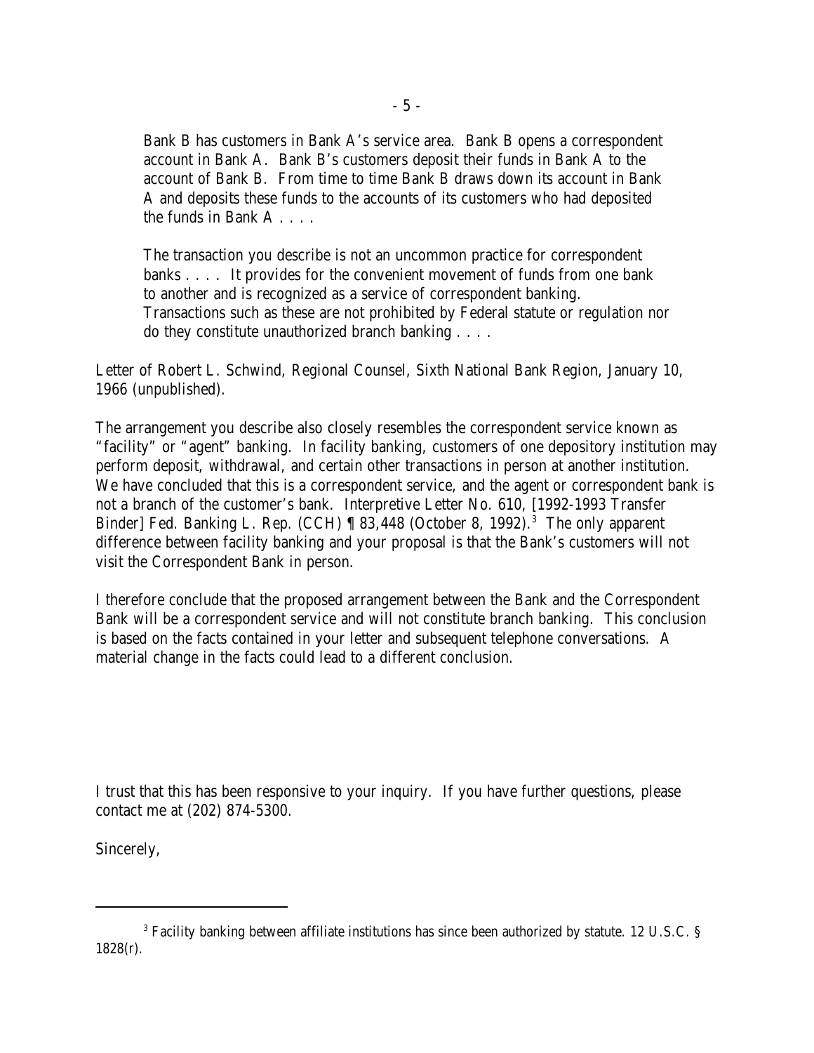> Bank B has customers in Bank A's service area. Bank B opens a correspondent account in Bank A. Bank B's customers deposit their funds in Bank A to the account of Bank B. From time to time Bank B draws down its account in Bank A and deposits these funds to the accounts of its customers who had deposited the funds in Bank A . . . .
>
> The transaction you describe is not an uncommon practice for correspondent banks . . . . It provides for the convenient movement of funds from one bank to another and is recognized as a service of correspondent banking. Transactions such as these are not prohibited by Federal statute or regulation nor do they constitute unauthorized branch banking . . . .

Letter of Robert L. Schwind, Regional Counsel, Sixth National Bank Region, January 10, 1966 (unpublished).

The arrangement you describe also closely resembles the correspondent service known as "facility" or "agent" banking. In facility banking, customers of one depository institution may perform deposit, withdrawal, and certain other transactions in person at another institution. We have concluded that this is a correspondent service, and the agent or correspondent bank is not a branch of the customer's bank. Interpretive Letter No. 610, [1992-1993 Transfer Binder] Fed. Banking L. Rep. (CCH) ¶ 83,448 (October 8, 1992).[3] The only apparent difference between facility banking and your proposal is that the Bank's customers will not visit the Correspondent Bank in person.

I therefore conclude that the proposed arrangement between the Bank and the Correspondent Bank will be a correspondent service and will not constitute branch banking. This conclusion is based on the facts contained in your letter and subsequent telephone conversations. A material change in the facts could lead to a different conclusion.

I trust that this has been responsive to your inquiry. If you have further questions, please contact me at (202) 874-5300.

Sincerely,

---

[3] Facility banking between affiliate institutions has since been authorized by statute. 12 U.S.C. § 1828(r).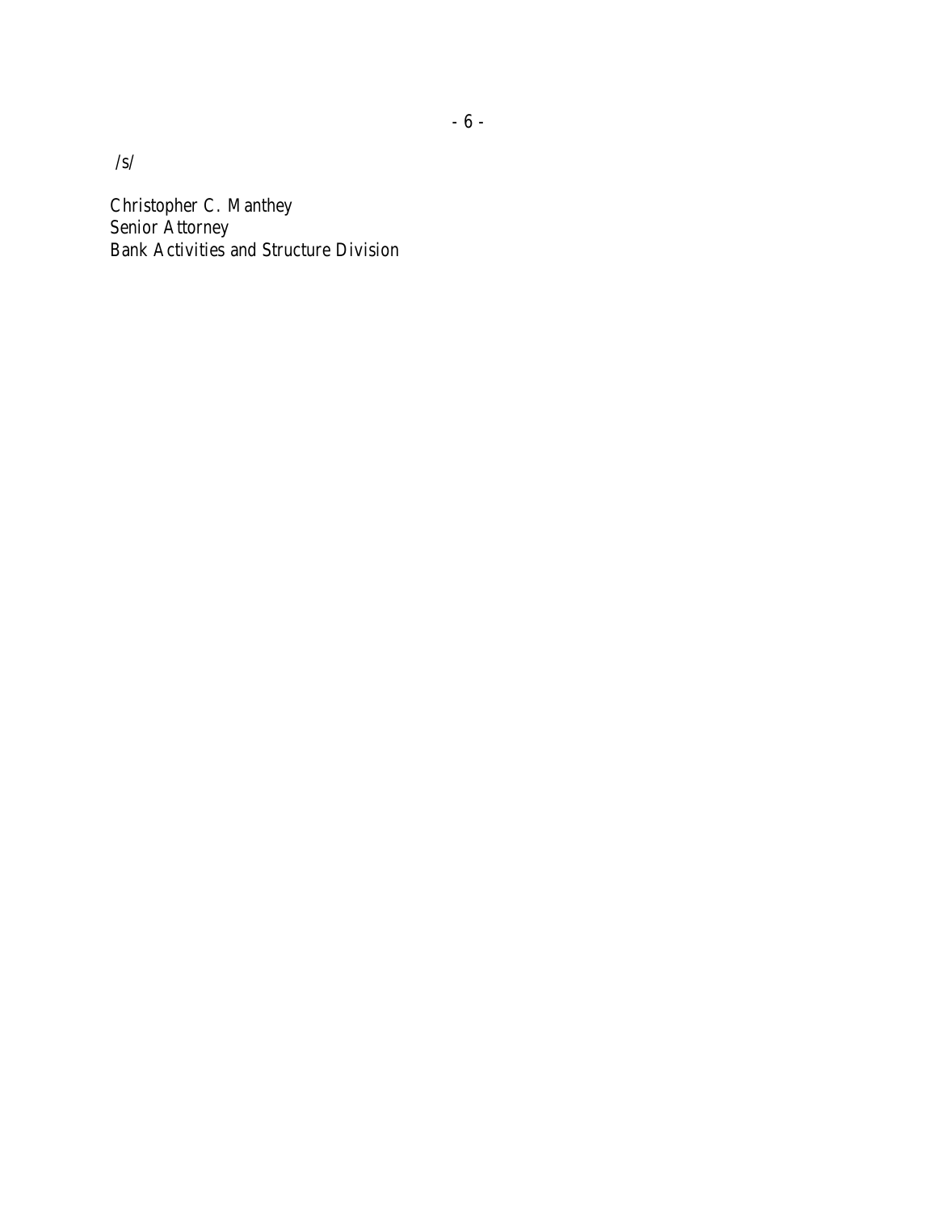/s/

Christopher C. Manthey  
Senior Attorney  
Bank Activities and Structure Division